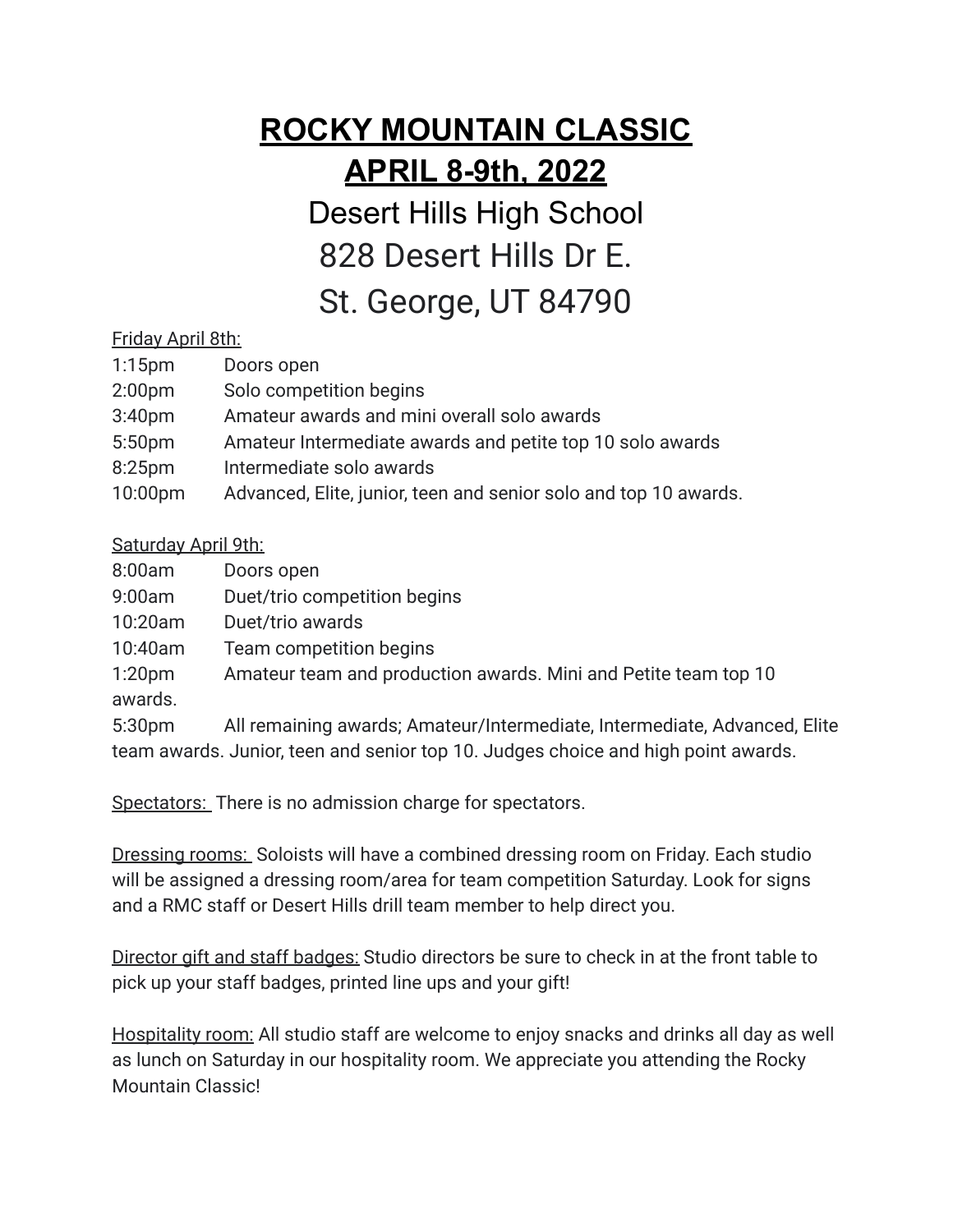# ROCKY MOUNTAIN CLASSIC
# APRIL 8-9th, 2022

## Desert Hills High School
## 828 Desert Hills Dr E.
## St. George, UT 84790

Friday April 8th:

1:15pm Doors open
2:00pm Solo competition begins
3:40pm Amateur awards and mini overall solo awards
5:50pm Amateur Intermediate awards and petite top 10 solo awards
8:25pm Intermediate solo awards
10:00pm Advanced, Elite, junior, teen and senior solo and top 10 awards.

Saturday April 9th:

8:00am Doors open
9:00am Duet/trio competition begins
10:20am Duet/trio awards
10:40am Team competition begins
1:20pm Amateur team and production awards. Mini and Petite team top 10 awards.
5:30pm All remaining awards; Amateur/Intermediate, Intermediate, Advanced, Elite team awards. Junior, teen and senior top 10. Judges choice and high point awards.

Spectators: There is no admission charge for spectators.

Dressing rooms: Soloists will have a combined dressing room on Friday. Each studio will be assigned a dressing room/area for team competition Saturday. Look for signs and a RMC staff or Desert Hills drill team member to help direct you.

Director gift and staff badges: Studio directors be sure to check in at the front table to pick up your staff badges, printed line ups and your gift!

Hospitality room: All studio staff are welcome to enjoy snacks and drinks all day as well as lunch on Saturday in our hospitality room. We appreciate you attending the Rocky Mountain Classic!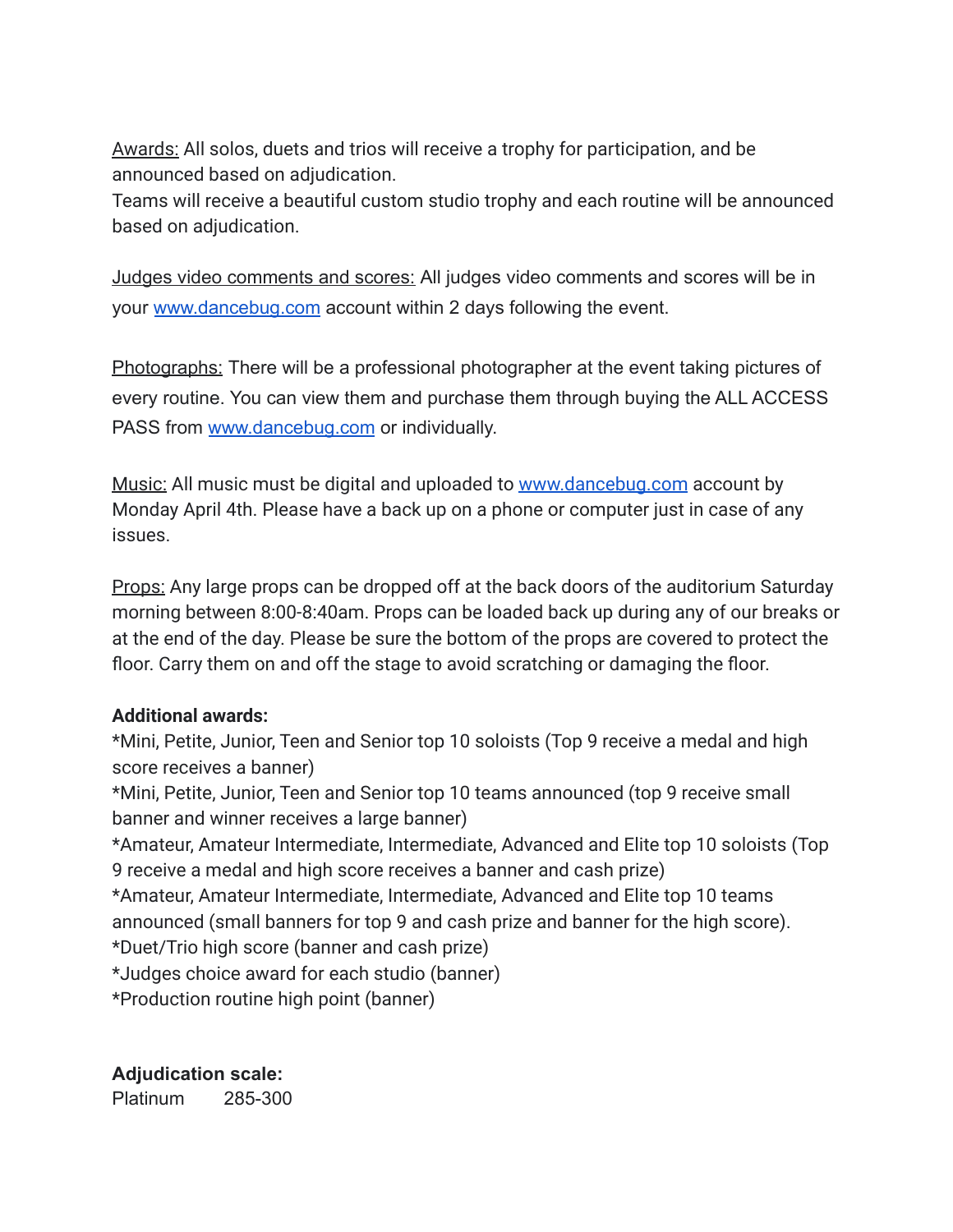Awards: All solos, duets and trios will receive a trophy for participation, and be announced based on adjudication.
Teams will receive a beautiful custom studio trophy and each routine will be announced based on adjudication.

Judges video comments and scores: All judges video comments and scores will be in your [www.dancebug.com](http://www.dancebug.com) account within 2 days following the event.

Photographs: There will be a professional photographer at the event taking pictures of every routine. You can view them and purchase them through buying the ALL ACCESS PASS from [www.dancebug.com](http://www.dancebug.com) or individually.

Music: All music must be digital and uploaded to [www.dancebug.com](http://www.dancebug.com) account by Monday April 4th. Please have a back up on a phone or computer just in case of any issues.

Props: Any large props can be dropped off at the back doors of the auditorium Saturday morning between 8:00-8:40am. Props can be loaded back up during any of our breaks or at the end of the day. Please be sure the bottom of the props are covered to protect the floor. Carry them on and off the stage to avoid scratching or damaging the floor.

**Additional awards:**
*Mini, Petite, Junior, Teen and Senior top 10 soloists (Top 9 receive a medal and high score receives a banner)
*Mini, Petite, Junior, Teen and Senior top 10 teams announced (top 9 receive small banner and winner receives a large banner)
*Amateur, Amateur Intermediate, Intermediate, Advanced and Elite top 10 soloists (Top 9 receive a medal and high score receives a banner and cash prize)
*Amateur, Amateur Intermediate, Intermediate, Advanced and Elite top 10 teams announced (small banners for top 9 and cash prize and banner for the high score).
*Duet/Trio high score (banner and cash prize)
*Judges choice award for each studio (banner)
*Production routine high point (banner)

**Adjudication scale:**
Platinum 285-300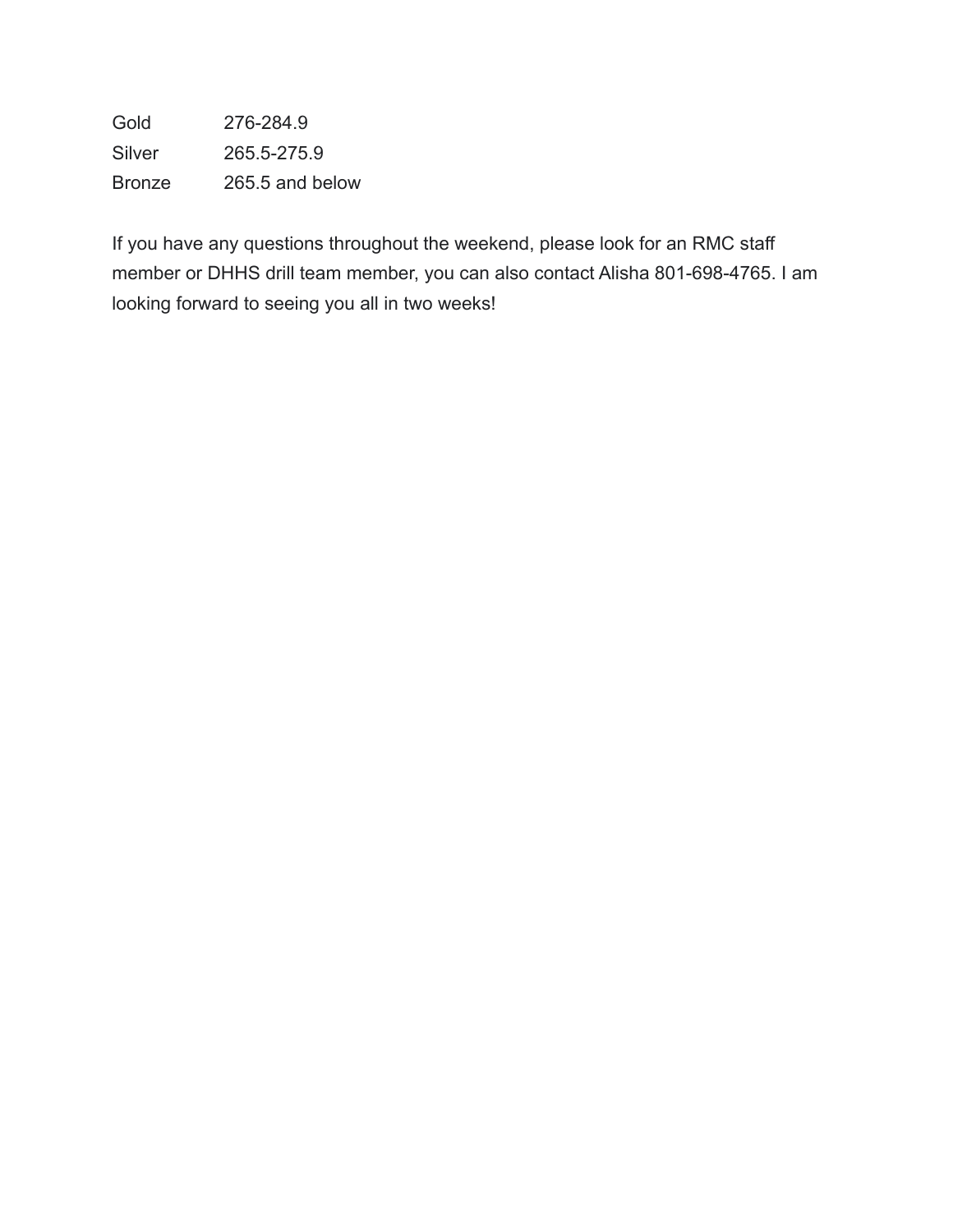| | |
|---|---|
| Gold | 276-284.9 |
| Silver | 265.5-275.9 |
| Bronze | 265.5 and below |

If you have any questions throughout the weekend, please look for an RMC staff member or DHHS drill team member, you can also contact Alisha 801-698-4765. I am looking forward to seeing you all in two weeks!